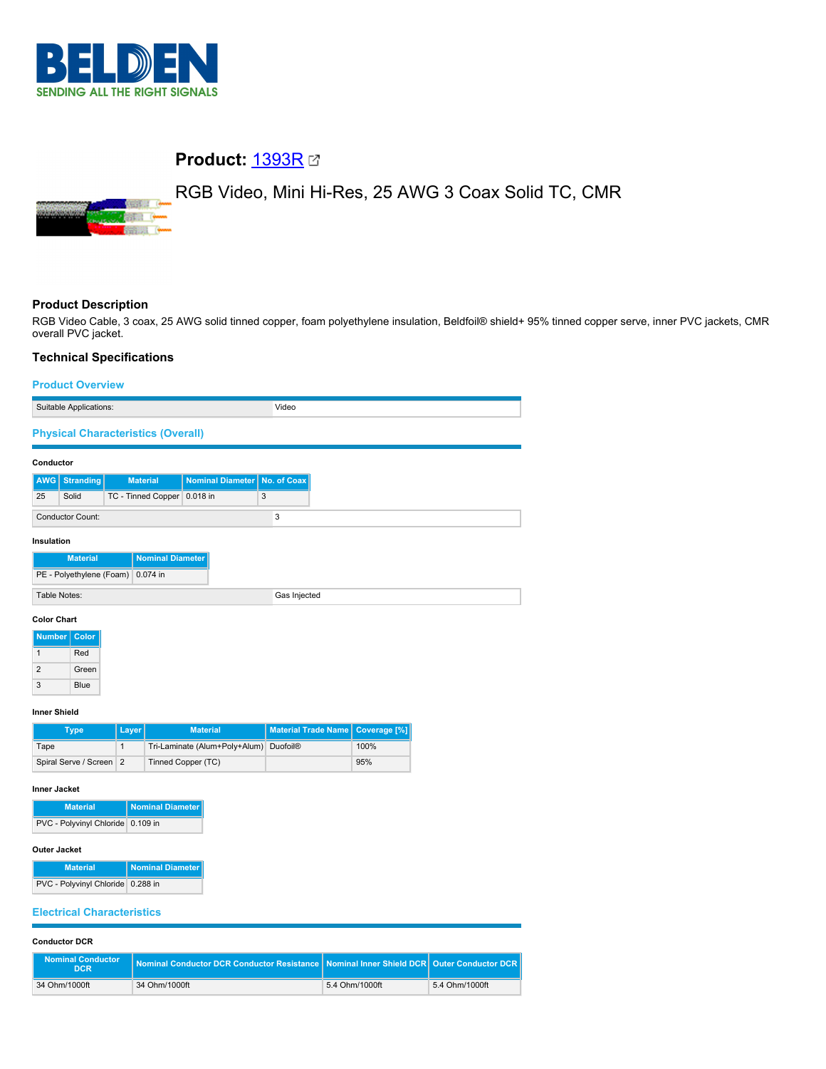# Product: 1393R

## RGB Video, Mini Hi-Res, 25 AWG 3 Coax Solid TC, CMR

### Product Description

RGB Video Cable, 3 coax, 25 AWG solid tinned copper, foam polyethylene insulation, Beldfoil® shield+ 95% tinned copper serve, inner PVC jackets, CMR overall PVC jacket.

### Technical Specifications

#### Product Overview

| Suitable Applications: | Video |
|---|---|

#### Physical Characteristics (Overall)

**Conductor**

| AWG | Stranding | Material | Nominal Diameter | No. of Coax |
|---|---|---|---|---|
| 25 | Solid | TC - Tinned Copper | 0.018 in | 3 |

| Conductor Count: | 3 |
|---|---|

**Insulation**

| Material | Nominal Diameter |
|---|---|
| PE - Polyethylene (Foam) | 0.074 in |

| Table Notes: | Gas Injected |
|---|---|

**Color Chart**

| Number | Color |
|---|---|
| 1 | Red |
| 2 | Green |
| 3 | Blue |

**Inner Shield**

| Type | Layer | Material | Material Trade Name | Coverage [%] |
|---|---|---|---|---|
| Tape | 1 | Tri-Laminate (Alum+Poly+Alum) | Duofoil® | 100% |
| Spiral Serve / Screen | 2 | Tinned Copper (TC) | | 95% |

**Inner Jacket**

| Material | Nominal Diameter |
|---|---|
| PVC - Polyvinyl Chloride | 0.109 in |

**Outer Jacket**

| Material | Nominal Diameter |
|---|---|
| PVC - Polyvinyl Chloride | 0.288 in |

#### Electrical Characteristics

**Conductor DCR**

| Nominal Conductor DCR | Nominal Conductor DCR Conductor Resistance | Nominal Inner Shield DCR | Outer Conductor DCR |
|---|---|---|---|
| 34 Ohm/1000ft | 34 Ohm/1000ft | 5.4 Ohm/1000ft | 5.4 Ohm/1000ft |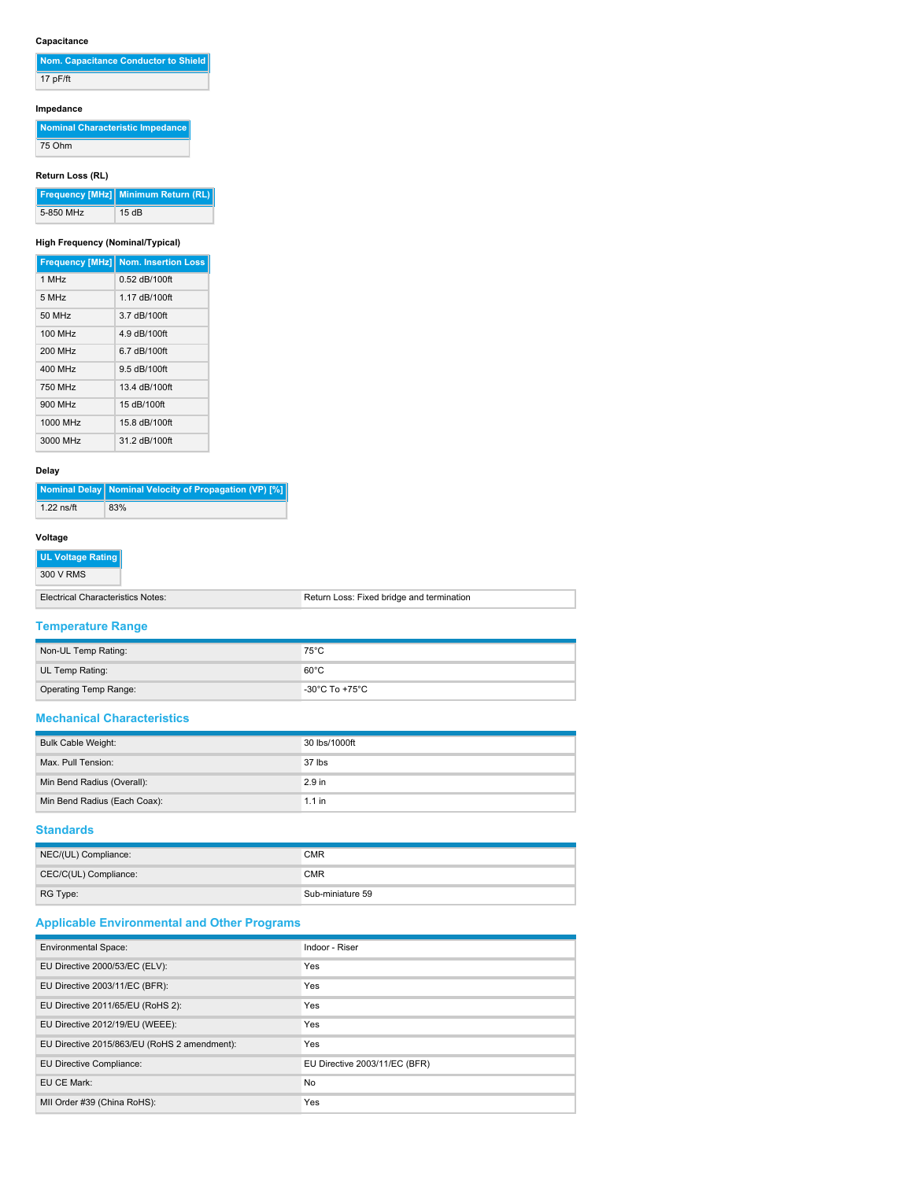#### Capacitance

| Nom. Capacitance Conductor to Shield |
| --- |
| 17 pF/ft |

#### Impedance

| Nominal Characteristic Impedance |
| --- |
| 75 Ohm |

#### Return Loss (RL)

| Frequency [MHz] | Minimum Return (RL) |
| --- | --- |
| 5-850 MHz | 15 dB |

#### High Frequency (Nominal/Typical)

| Frequency [MHz] | Nom. Insertion Loss |
| --- | --- |
| 1 MHz | 0.52 dB/100ft |
| 5 MHz | 1.17 dB/100ft |
| 50 MHz | 3.7 dB/100ft |
| 100 MHz | 4.9 dB/100ft |
| 200 MHz | 6.7 dB/100ft |
| 400 MHz | 9.5 dB/100ft |
| 750 MHz | 13.4 dB/100ft |
| 900 MHz | 15 dB/100ft |
| 1000 MHz | 15.8 dB/100ft |
| 3000 MHz | 31.2 dB/100ft |

#### Delay

| Nominal Delay | Nominal Velocity of Propagation (VP) [%] |
| --- | --- |
| 1.22 ns/ft | 83% |

#### Voltage

| UL Voltage Rating |
| --- |
| 300 V RMS |

| | |
| --- | --- |
| Electrical Characteristics Notes: | Return Loss: Fixed bridge and termination |

## Temperature Range

| | |
| --- | --- |
| Non-UL Temp Rating: | 75°C |
| UL Temp Rating: | 60°C |
| Operating Temp Range: | -30°C To +75°C |

## Mechanical Characteristics

| | |
| --- | --- |
| Bulk Cable Weight: | 30 lbs/1000ft |
| Max. Pull Tension: | 37 lbs |
| Min Bend Radius (Overall): | 2.9 in |
| Min Bend Radius (Each Coax): | 1.1 in |

## Standards

| | |
| --- | --- |
| NEC/(UL) Compliance: | CMR |
| CEC/C(UL) Compliance: | CMR |
| RG Type: | Sub-miniature 59 |

## Applicable Environmental and Other Programs

| | |
| --- | --- |
| Environmental Space: | Indoor - Riser |
| EU Directive 2000/53/EC (ELV): | Yes |
| EU Directive 2003/11/EC (BFR): | Yes |
| EU Directive 2011/65/EU (RoHS 2): | Yes |
| EU Directive 2012/19/EU (WEEE): | Yes |
| EU Directive 2015/863/EU (RoHS 2 amendment): | Yes |
| EU Directive Compliance: | EU Directive 2003/11/EC (BFR) |
| EU CE Mark: | No |
| MII Order #39 (China RoHS): | Yes |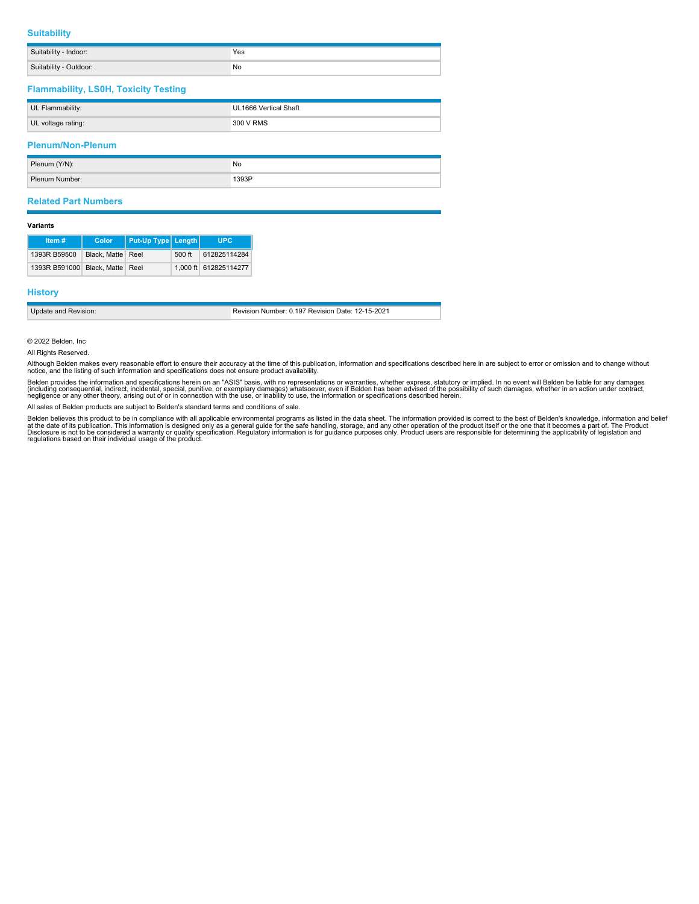## Suitability

| | |
|---|---|
| Suitability - Indoor: | Yes |
| Suitability - Outdoor: | No |

## Flammability, LS0H, Toxicity Testing

| | |
|---|---|
| UL Flammability: | UL1666 Vertical Shaft |
| UL voltage rating: | 300 V RMS |

## Plenum/Non-Plenum

| | |
|---|---|
| Plenum (Y/N): | No |
| Plenum Number: | 1393P |

## Related Part Numbers

**Variants**

| Item # | Color | Put-Up Type | Length | UPC |
|---|---|---|---|---|
| 1393R B59500 | Black, Matte | Reel | 500 ft | 612825114284 |
| 1393R B591000 | Black, Matte | Reel | 1,000 ft | 612825114277 |

## History

| | |
|---|---|
| Update and Revision: | Revision Number: 0.197 Revision Date: 12-15-2021 |

© 2022 Belden, Inc

All Rights Reserved.

Although Belden makes every reasonable effort to ensure their accuracy at the time of this publication, information and specifications described here in are subject to error or omission and to change without notice, and the listing of such information and specifications does not ensure product availability.

Belden provides the information and specifications herein on an "ASIS" basis, with no representations or warranties, whether express, statutory or implied. In no event will Belden be liable for any damages (including consequential, indirect, incidental, special, punitive, or exemplary damages) whatsoever, even if Belden has been advised of the possibility of such damages, whether in an action under contract, negligence or any other theory, arising out of or in connection with the use, or inability to use, the information or specifications described herein.

All sales of Belden products are subject to Belden's standard terms and conditions of sale.

Belden believes this product to be in compliance with all applicable environmental programs as listed in the data sheet. The information provided is correct to the best of Belden's knowledge, information and belief at the date of its publication. This information is designed only as a general guide for the safe handling, storage, and any other operation of the product itself or the one that it becomes a part of. The Product Disclosure is not to be considered a warranty or quality specification. Regulatory information is for guidance purposes only. Product users are responsible for determining the applicability of legislation and regulations based on their individual usage of the product.